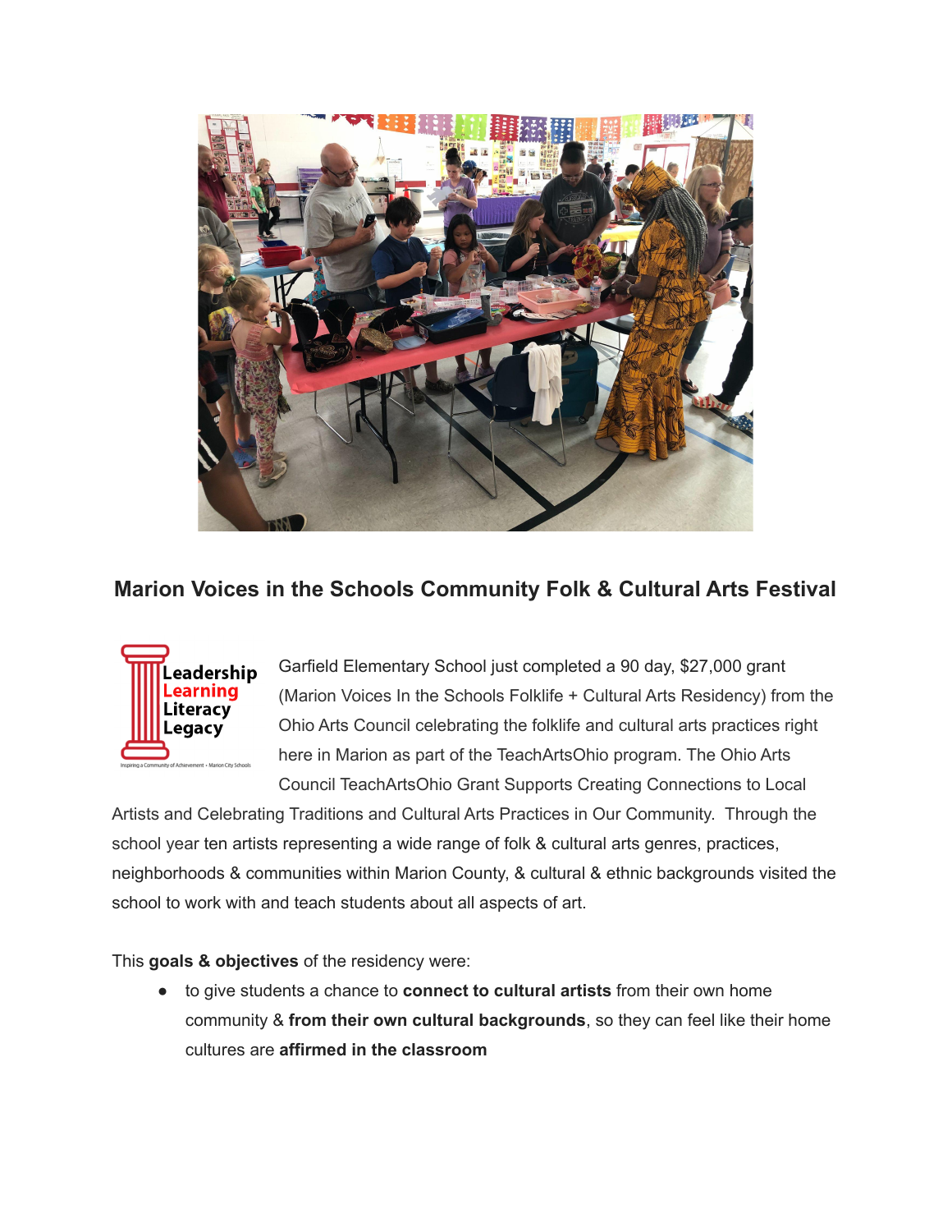## Marion Voices in the Schools Community Folk & Cultural Arts Festival

Garfield Elementary School just completed a 90 day, $27,000 grant (Marion Voices In the Schools Folklife + Cultural Arts Residency) from the Ohio Arts Council celebrating the folklife and cultural arts practices right here in Marion as part of the TeachArtsOhio program. The Ohio Arts Council TeachArtsOhio Grant Supports Creating Connections to Local Artists and Celebrating Traditions and Cultural Arts Practices in Our Community. Through the school year ten artists representing a wide range of folk & cultural arts genres, practices, neighborhoods & communities within Marion County, & cultural & ethnic backgrounds visited the school to work with and teach students about all aspects of art.

This **goals & objectives** of the residency were:

- to give students a chance to **connect to cultural artists** from their own home community & **from their own cultural backgrounds**, so they can feel like their home cultures are **affirmed in the classroom**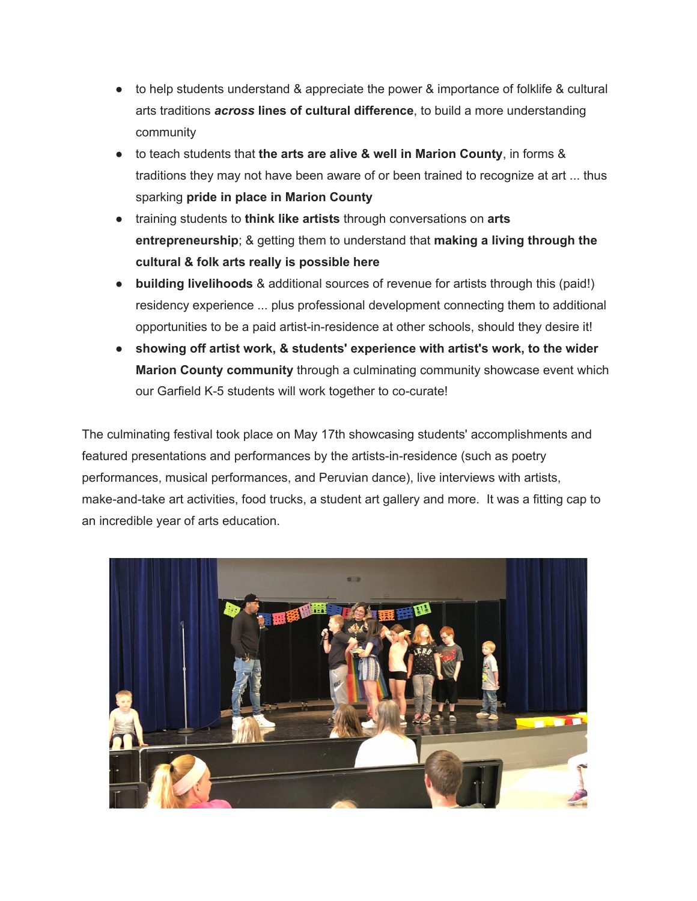- to help students understand & appreciate the power & importance of folklife & cultural arts traditions ***across* lines of cultural difference**, to build a more understanding community
- to teach students that **the arts are alive & well in Marion County**, in forms & traditions they may not have been aware of or been trained to recognize at art ... thus sparking **pride in place in Marion County**
- training students to **think like artists** through conversations on **arts entrepreneurship**; & getting them to understand that **making a living through the cultural & folk arts really is possible here**
- **building livelihoods** & additional sources of revenue for artists through this (paid!) residency experience ... plus professional development connecting them to additional opportunities to be a paid artist-in-residence at other schools, should they desire it!
- **showing off artist work, & students' experience with artist's work, to the wider Marion County community** through a culminating community showcase event which our Garfield K-5 students will work together to co-curate!

The culminating festival took place on May 17th showcasing students' accomplishments and featured presentations and performances by the artists-in-residence (such as poetry performances, musical performances, and Peruvian dance), live interviews with artists, make-and-take art activities, food trucks, a student art gallery and more. It was a fitting cap to an incredible year of arts education.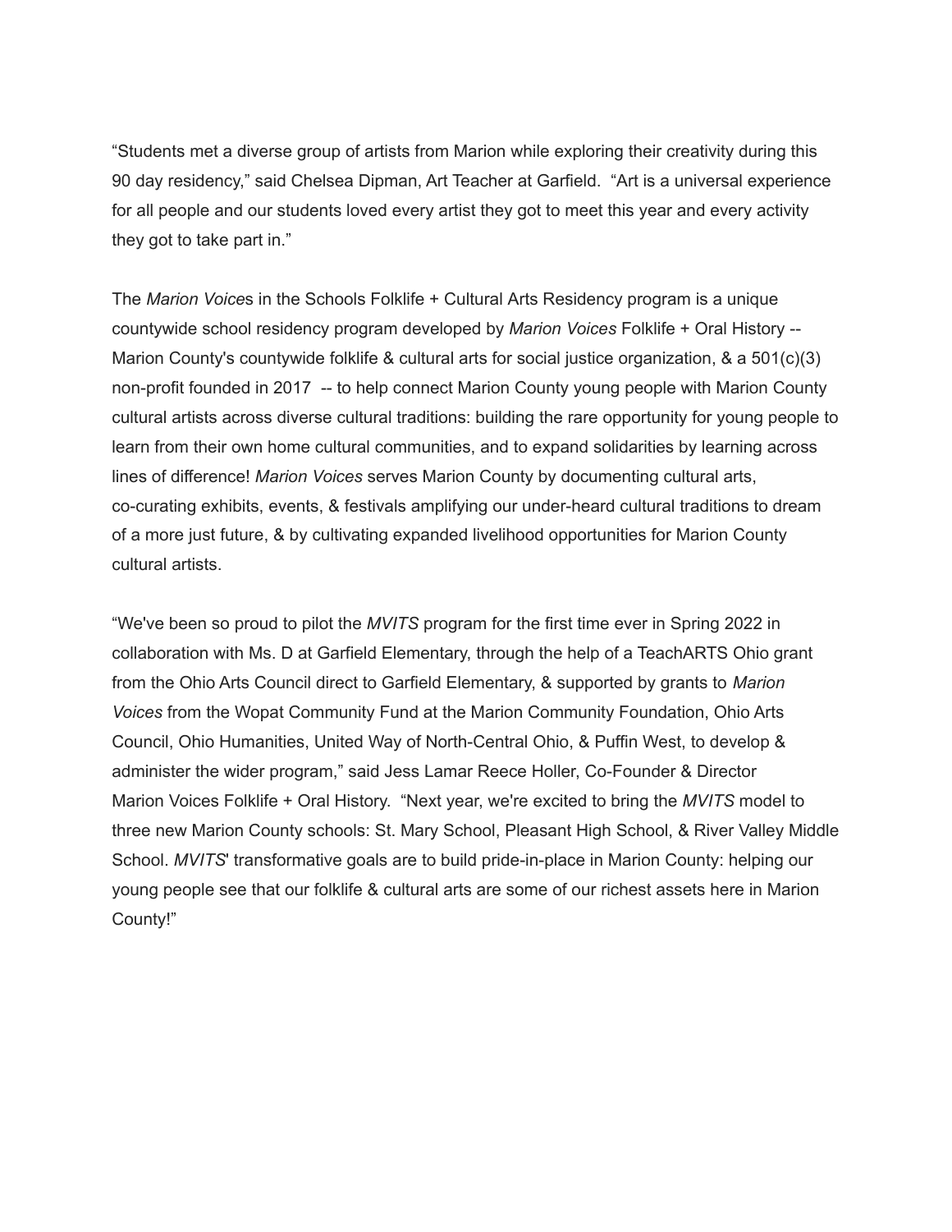"Students met a diverse group of artists from Marion while exploring their creativity during this 90 day residency," said Chelsea Dipman, Art Teacher at Garfield. "Art is a universal experience for all people and our students loved every artist they got to meet this year and every activity they got to take part in."

The *Marion Voice*s in the Schools Folklife + Cultural Arts Residency program is a unique countywide school residency program developed by *Marion Voices* Folklife + Oral History -- Marion County's countywide folklife & cultural arts for social justice organization, & a 501(c)(3) non-profit founded in 2017 -- to help connect Marion County young people with Marion County cultural artists across diverse cultural traditions: building the rare opportunity for young people to learn from their own home cultural communities, and to expand solidarities by learning across lines of difference! *Marion Voices* serves Marion County by documenting cultural arts, co-curating exhibits, events, & festivals amplifying our under-heard cultural traditions to dream of a more just future, & by cultivating expanded livelihood opportunities for Marion County cultural artists.

"We've been so proud to pilot the *MVITS* program for the first time ever in Spring 2022 in collaboration with Ms. D at Garfield Elementary, through the help of a TeachARTS Ohio grant from the Ohio Arts Council direct to Garfield Elementary, & supported by grants to *Marion Voices* from the Wopat Community Fund at the Marion Community Foundation, Ohio Arts Council, Ohio Humanities, United Way of North-Central Ohio, & Puffin West, to develop & administer the wider program," said Jess Lamar Reece Holler, Co-Founder & Director Marion Voices Folklife + Oral History. "Next year, we're excited to bring the *MVITS* model to three new Marion County schools: St. Mary School, Pleasant High School, & River Valley Middle School. *MVITS*' transformative goals are to build pride-in-place in Marion County: helping our young people see that our folklife & cultural arts are some of our richest assets here in Marion County!"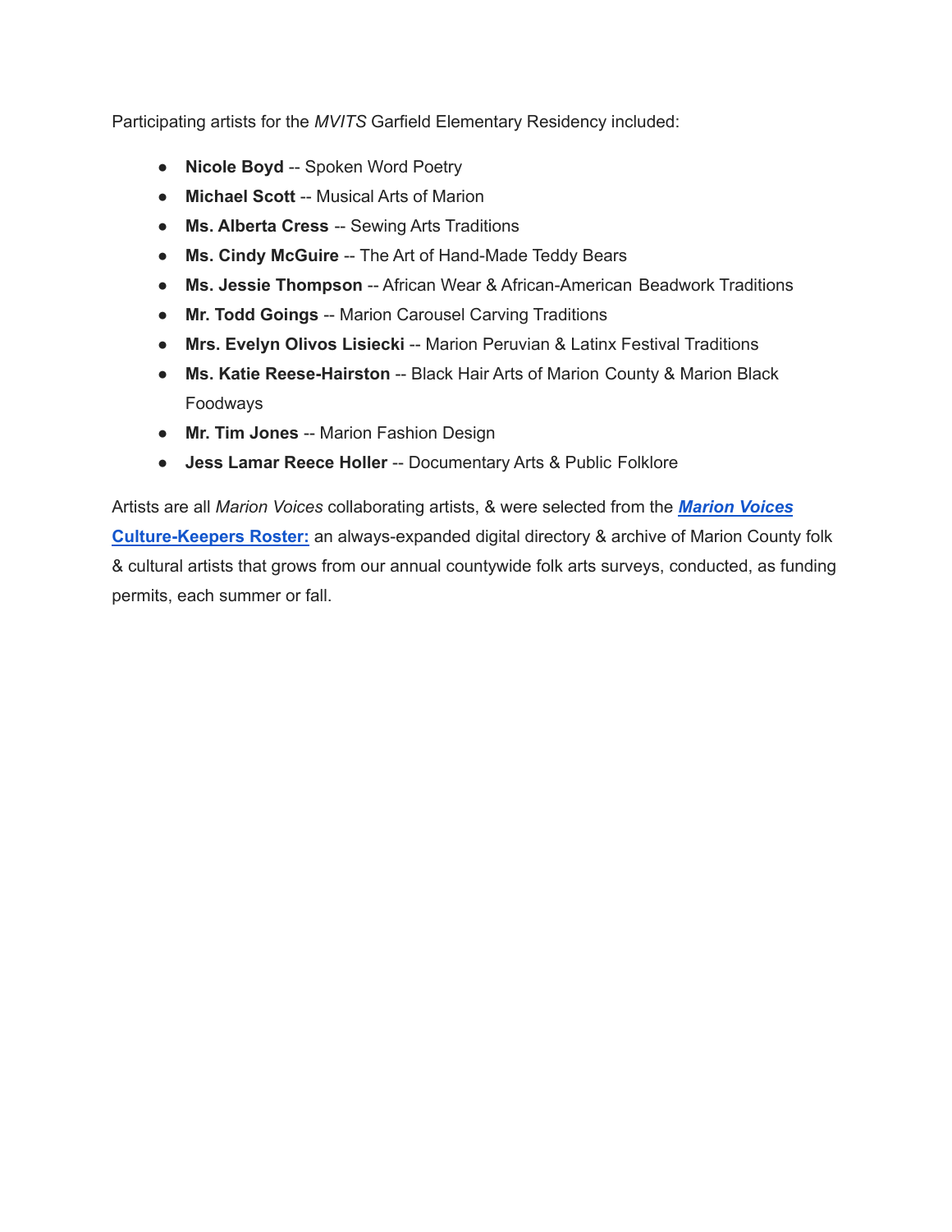Participating artists for the *MVITS* Garfield Elementary Residency included:

- **Nicole Boyd** -- Spoken Word Poetry
- **Michael Scott** -- Musical Arts of Marion
- **Ms. Alberta Cress** -- Sewing Arts Traditions
- **Ms. Cindy McGuire** -- The Art of Hand-Made Teddy Bears
- **Ms. Jessie Thompson** -- African Wear & African-American Beadwork Traditions
- **Mr. Todd Goings** -- Marion Carousel Carving Traditions
- **Mrs. Evelyn Olivos Lisiecki** -- Marion Peruvian & Latinx Festival Traditions
- **Ms. Katie Reese-Hairston** -- Black Hair Arts of Marion County & Marion Black Foodways
- **Mr. Tim Jones** -- Marion Fashion Design
- **Jess Lamar Reece Holler** -- Documentary Arts & Public Folklore

Artists are all *Marion Voices* collaborating artists, & were selected from the ***Marion Voices* Culture-Keepers Roster:** an always-expanded digital directory & archive of Marion County folk & cultural artists that grows from our annual countywide folk arts surveys, conducted, as funding permits, each summer or fall.